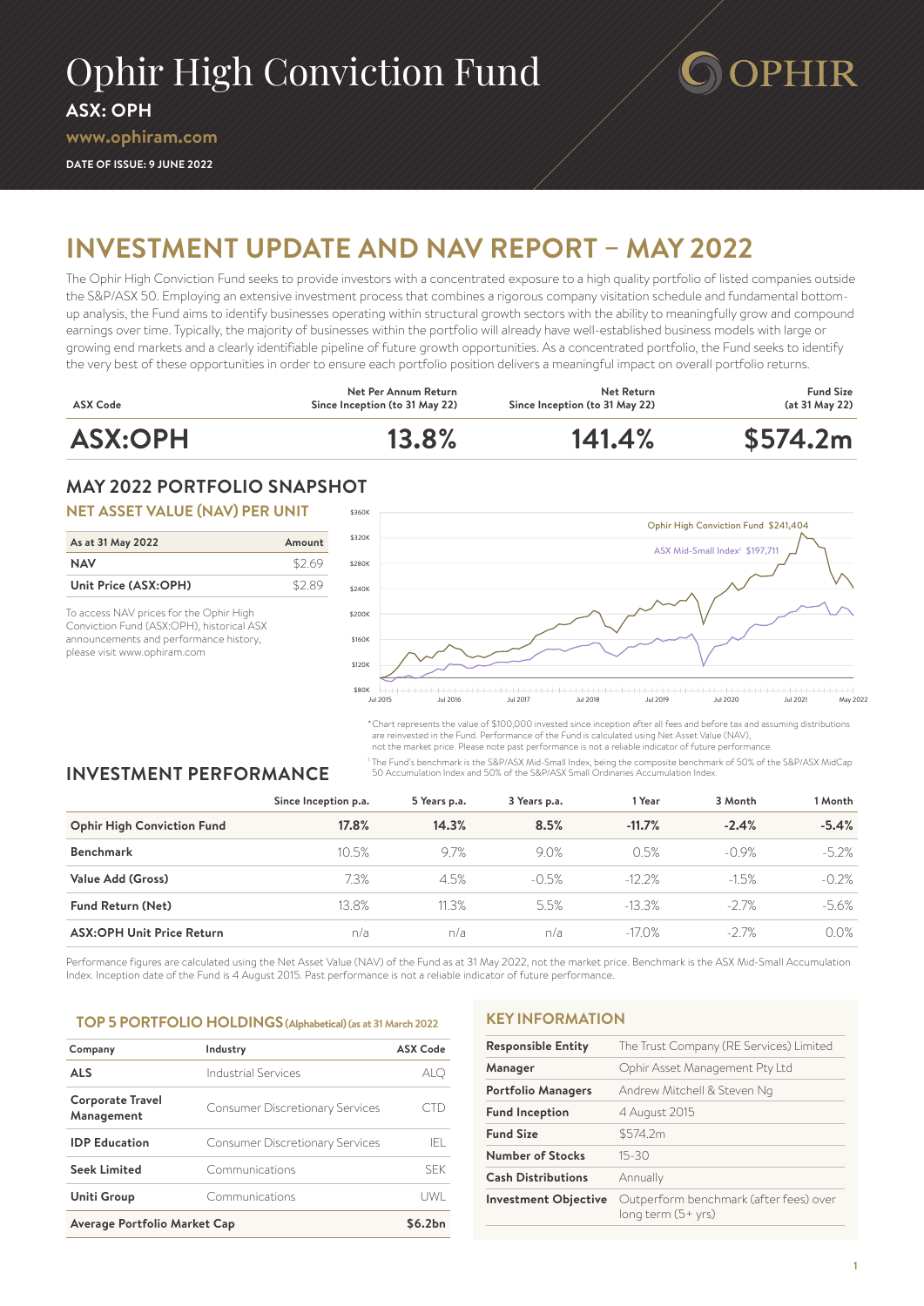# Ophir High Conviction Fund

**ASX: OPH**

**www.ophiram.com**

**DATE OF ISSUE: 9 JUNE 2022**

OPHIR

# INVESTMENT UPDATE AND NAV REPORT – MAY 2022

The Ophir High Conviction Fund seeks to provide investors with a concentrated exposure to a high quality portfolio of listed companies outside the S&P/ASX 50. Employing an extensive investment process that combines a rigorous company visitation schedule and fundamental bottom-up analysis, the Fund aims to identify businesses operating within structural growth sectors with the ability to meaningfully grow and compound earnings over time. Typically, the majority of businesses within the portfolio will already have well-established business models with large or growing end markets and a clearly identifiable pipeline of future growth opportunities. As a concentrated portfolio, the Fund seeks to identify the very best of these opportunities in order to ensure each portfolio position delivers a meaningful impact on overall portfolio returns.

| ASX Code | Net Per Annum Return Since Inception (to 31 May 22) | Net Return Since Inception (to 31 May 22) | Fund Size (at 31 May 22) |
|---|---|---|---|
| **ASX:OPH** | **13.8%** | **141.4%** | **$574.2m** |

## MAY 2022 PORTFOLIO SNAPSHOT

### NET ASSET VALUE (NAV) PER UNIT

| As at 31 May 2022 | Amount |
|---|---|
| **NAV** | $2.69 |
| **Unit Price (ASX:OPH)** | $2.89 |

To access NAV prices for the Ophir High Conviction Fund (ASX:OPH), historical ASX announcements and performance history, please visit www.ophiram.com

Ophir High Conviction Fund $241,404

ASX Mid-Small Index[1] $197,711

*Chart represents the value of $100,000 invested since inception after all fees and before tax and assuming distributions are reinvested in the Fund. Performance of the Fund is calculated using Net Asset Value (NAV), not the market price. Please note past performance is not a reliable indicator of future performance.

[1] The Fund's benchmark is the S&P/ASX Mid-Small Index, being the composite benchmark of 50% of the S&P/ASX MidCap 50 Accumulation Index and 50% of the S&P/ASX Small Ordinaries Accumulation Index.

## INVESTMENT PERFORMANCE

| | Since Inception p.a. | 5 Years p.a. | 3 Years p.a. | 1 Year | 3 Month | 1 Month |
|---|---|---|---|---|---|---|
| **Ophir High Conviction Fund** | **17.8%** | **14.3%** | **8.5%** | **-11.7%** | **-2.4%** | **-5.4%** |
| **Benchmark** | 10.5% | 9.7% | 9.0% | 0.5% | -0.9% | -5.2% |
| **Value Add (Gross)** | 7.3% | 4.5% | -0.5% | -12.2% | -1.5% | -0.2% |
| **Fund Return (Net)** | 13.8% | 11.3% | 5.5% | -13.3% | -2.7% | -5.6% |
| **ASX:OPH Unit Price Return** | n/a | n/a | n/a | -17.0% | -2.7% | 0.0% |

Performance figures are calculated using the Net Asset Value (NAV) of the Fund as at 31 May 2022, not the market price. Benchmark is the ASX Mid-Small Accumulation Index. Inception date of the Fund is 4 August 2015. Past performance is not a reliable indicator of future performance.

### TOP 5 PORTFOLIO HOLDINGS (Alphabetical) (as at 31 March 2022)

| Company | Industry | ASX Code |
|---|---|---|
| **ALS** | Industrial Services | ALQ |
| **Corporate Travel Management** | Consumer Discretionary Services | CTD |
| **IDP Education** | Consumer Discretionary Services | IEL |
| **Seek Limited** | Communications | SEK |
| **Uniti Group** | Communications | UWL |
| **Average Portfolio Market Cap** | | **$6.2bn** |

### KEY INFORMATION

| | |
|---|---|
| **Responsible Entity** | The Trust Company (RE Services) Limited |
| **Manager** | Ophir Asset Management Pty Ltd |
| **Portfolio Managers** | Andrew Mitchell & Steven Ng |
| **Fund Inception** | 4 August 2015 |
| **Fund Size** | $574.2m |
| **Number of Stocks** | 15-30 |
| **Cash Distributions** | Annually |
| **Investment Objective** | Outperform benchmark (after fees) over long term (5+ yrs) |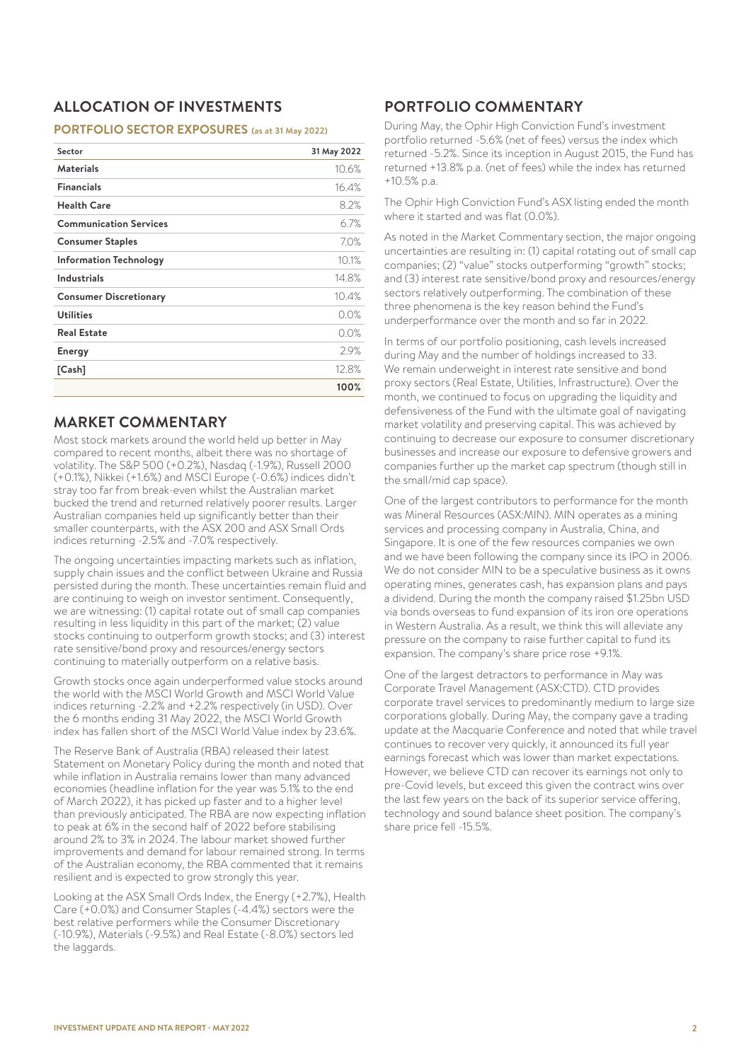## ALLOCATION OF INVESTMENTS

### PORTFOLIO SECTOR EXPOSURES (as at 31 May 2022)

| Sector | 31 May 2022 |
|---|---|
| **Materials** | 10.6% |
| **Financials** | 16.4% |
| **Health Care** | 8.2% |
| **Communication Services** | 6.7% |
| **Consumer Staples** | 7.0% |
| **Information Technology** | 10.1% |
| **Industrials** | 14.8% |
| **Consumer Discretionary** | 10.4% |
| **Utilities** | 0.0% |
| **Real Estate** | 0.0% |
| **Energy** | 2.9% |
| **[Cash]** | 12.8% |
| | **100%** |

## MARKET COMMENTARY

Most stock markets around the world held up better in May compared to recent months, albeit there was no shortage of volatility. The S&P 500 (+0.2%), Nasdaq (-1.9%), Russell 2000 (+0.1%), Nikkei (+1.6%) and MSCI Europe (-0.6%) indices didn't stray too far from break-even whilst the Australian market bucked the trend and returned relatively poorer results. Larger Australian companies held up significantly better than their smaller counterparts, with the ASX 200 and ASX Small Ords indices returning -2.5% and -7.0% respectively.

The ongoing uncertainties impacting markets such as inflation, supply chain issues and the conflict between Ukraine and Russia persisted during the month. These uncertainties remain fluid and are continuing to weigh on investor sentiment. Consequently, we are witnessing: (1) capital rotate out of small cap companies resulting in less liquidity in this part of the market; (2) value stocks continuing to outperform growth stocks; and (3) interest rate sensitive/bond proxy and resources/energy sectors continuing to materially outperform on a relative basis.

Growth stocks once again underperformed value stocks around the world with the MSCI World Growth and MSCI World Value indices returning -2.2% and +2.2% respectively (in USD). Over the 6 months ending 31 May 2022, the MSCI World Growth index has fallen short of the MSCI World Value index by 23.6%.

The Reserve Bank of Australia (RBA) released their latest Statement on Monetary Policy during the month and noted that while inflation in Australia remains lower than many advanced economies (headline inflation for the year was 5.1% to the end of March 2022), it has picked up faster and to a higher level than previously anticipated. The RBA are now expecting inflation to peak at 6% in the second half of 2022 before stabilising around 2% to 3% in 2024. The labour market showed further improvements and demand for labour remained strong. In terms of the Australian economy, the RBA commented that it remains resilient and is expected to grow strongly this year.

Looking at the ASX Small Ords Index, the Energy (+2.7%), Health Care (+0.0%) and Consumer Staples (-4.4%) sectors were the best relative performers while the Consumer Discretionary (-10.9%), Materials (-9.5%) and Real Estate (-8.0%) sectors led the laggards.

## PORTFOLIO COMMENTARY

During May, the Ophir High Conviction Fund's investment portfolio returned -5.6% (net of fees) versus the index which returned -5.2%. Since its inception in August 2015, the Fund has returned +13.8% p.a. (net of fees) while the index has returned +10.5% p.a.

The Ophir High Conviction Fund's ASX listing ended the month where it started and was flat (0.0%).

As noted in the Market Commentary section, the major ongoing uncertainties are resulting in: (1) capital rotating out of small cap companies; (2) "value" stocks outperforming "growth" stocks; and (3) interest rate sensitive/bond proxy and resources/energy sectors relatively outperforming. The combination of these three phenomena is the key reason behind the Fund's underperformance over the month and so far in 2022.

In terms of our portfolio positioning, cash levels increased during May and the number of holdings increased to 33. We remain underweight in interest rate sensitive and bond proxy sectors (Real Estate, Utilities, Infrastructure). Over the month, we continued to focus on upgrading the liquidity and defensiveness of the Fund with the ultimate goal of navigating market volatility and preserving capital. This was achieved by continuing to decrease our exposure to consumer discretionary businesses and increase our exposure to defensive growers and companies further up the market cap spectrum (though still in the small/mid cap space).

One of the largest contributors to performance for the month was Mineral Resources (ASX:MIN). MIN operates as a mining services and processing company in Australia, China, and Singapore. It is one of the few resources companies we own and we have been following the company since its IPO in 2006. We do not consider MIN to be a speculative business as it owns operating mines, generates cash, has expansion plans and pays a dividend. During the month the company raised $1.25bn USD via bonds overseas to fund expansion of its iron ore operations in Western Australia. As a result, we think this will alleviate any pressure on the company to raise further capital to fund its expansion. The company's share price rose +9.1%.

One of the largest detractors to performance in May was Corporate Travel Management (ASX:CTD). CTD provides corporate travel services to predominantly medium to large size corporations globally. During May, the company gave a trading update at the Macquarie Conference and noted that while travel continues to recover very quickly, it announced its full year earnings forecast which was lower than market expectations. However, we believe CTD can recover its earnings not only to pre-Covid levels, but exceed this given the contract wins over the last few years on the back of its superior service offering, technology and sound balance sheet position. The company's share price fell -15.5%.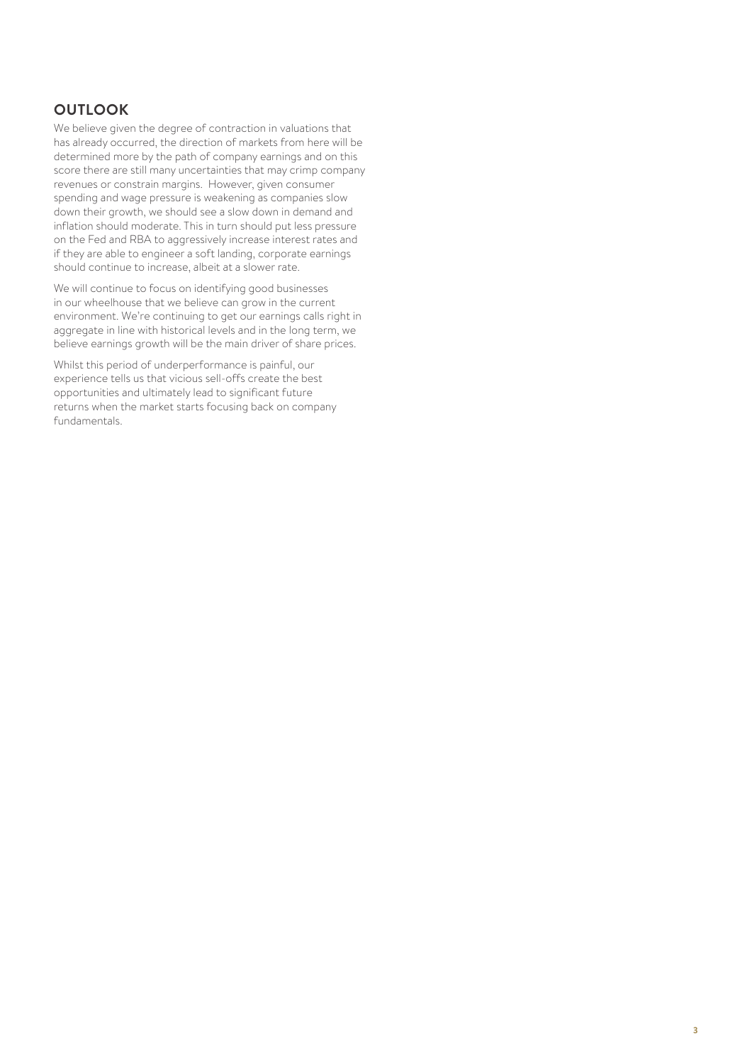## OUTLOOK

We believe given the degree of contraction in valuations that has already occurred, the direction of markets from here will be determined more by the path of company earnings and on this score there are still many uncertainties that may crimp company revenues or constrain margins. However, given consumer spending and wage pressure is weakening as companies slow down their growth, we should see a slow down in demand and inflation should moderate. This in turn should put less pressure on the Fed and RBA to aggressively increase interest rates and if they are able to engineer a soft landing, corporate earnings should continue to increase, albeit at a slower rate.

We will continue to focus on identifying good businesses in our wheelhouse that we believe can grow in the current environment. We're continuing to get our earnings calls right in aggregate in line with historical levels and in the long term, we believe earnings growth will be the main driver of share prices.

Whilst this period of underperformance is painful, our experience tells us that vicious sell-offs create the best opportunities and ultimately lead to significant future returns when the market starts focusing back on company fundamentals.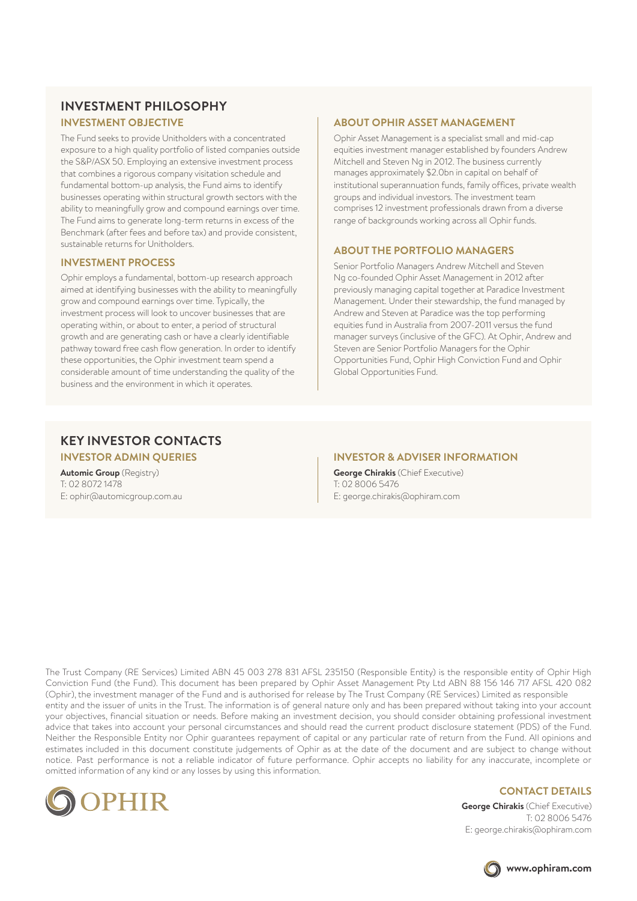## INVESTMENT PHILOSOPHY

### INVESTMENT OBJECTIVE

The Fund seeks to provide Unitholders with a concentrated exposure to a high quality portfolio of listed companies outside the S&P/ASX 50. Employing an extensive investment process that combines a rigorous company visitation schedule and fundamental bottom-up analysis, the Fund aims to identify businesses operating within structural growth sectors with the ability to meaningfully grow and compound earnings over time. The Fund aims to generate long-term returns in excess of the Benchmark (after fees and before tax) and provide consistent, sustainable returns for Unitholders.

### INVESTMENT PROCESS

Ophir employs a fundamental, bottom-up research approach aimed at identifying businesses with the ability to meaningfully grow and compound earnings over time. Typically, the investment process will look to uncover businesses that are operating within, or about to enter, a period of structural growth and are generating cash or have a clearly identifiable pathway toward free cash flow generation. In order to identify these opportunities, the Ophir investment team spend a considerable amount of time understanding the quality of the business and the environment in which it operates.

### ABOUT OPHIR ASSET MANAGEMENT

Ophir Asset Management is a specialist small and mid-cap equities investment manager established by founders Andrew Mitchell and Steven Ng in 2012. The business currently manages approximately $2.0bn in capital on behalf of institutional superannuation funds, family offices, private wealth groups and individual investors. The investment team comprises 12 investment professionals drawn from a diverse range of backgrounds working across all Ophir funds.

### ABOUT THE PORTFOLIO MANAGERS

Senior Portfolio Managers Andrew Mitchell and Steven Ng co-founded Ophir Asset Management in 2012 after previously managing capital together at Paradice Investment Management. Under their stewardship, the fund managed by Andrew and Steven at Paradice was the top performing equities fund in Australia from 2007-2011 versus the fund manager surveys (inclusive of the GFC). At Ophir, Andrew and Steven are Senior Portfolio Managers for the Ophir Opportunities Fund, Ophir High Conviction Fund and Ophir Global Opportunities Fund.

## KEY INVESTOR CONTACTS

### INVESTOR ADMIN QUERIES

**Automic Group** (Registry)
T: 02 8072 1478
E: ophir@automicgroup.com.au

### INVESTOR & ADVISER INFORMATION

**George Chirakis** (Chief Executive)
T: 02 8006 5476
E: george.chirakis@ophiram.com

The Trust Company (RE Services) Limited ABN 45 003 278 831 AFSL 235150 (Responsible Entity) is the responsible entity of Ophir High Conviction Fund (the Fund). This document has been prepared by Ophir Asset Management Pty Ltd ABN 88 156 146 717 AFSL 420 082 (Ophir), the investment manager of the Fund and is authorised for release by The Trust Company (RE Services) Limited as responsible entity and the issuer of units in the Trust. The information is of general nature only and has been prepared without taking into your account your objectives, financial situation or needs. Before making an investment decision, you should consider obtaining professional investment advice that takes into account your personal circumstances and should read the current product disclosure statement (PDS) of the Fund. Neither the Responsible Entity nor Ophir guarantees repayment of capital or any particular rate of return from the Fund. All opinions and estimates included in this document constitute judgements of Ophir as at the date of the document and are subject to change without notice. Past performance is not a reliable indicator of future performance. Ophir accepts no liability for any inaccurate, incomplete or omitted information of any kind or any losses by using this information.

OPHIR

### CONTACT DETAILS

**George Chirakis** (Chief Executive)
T: 02 8006 5476
E: george.chirakis@ophiram.com

**www.ophiram.com**